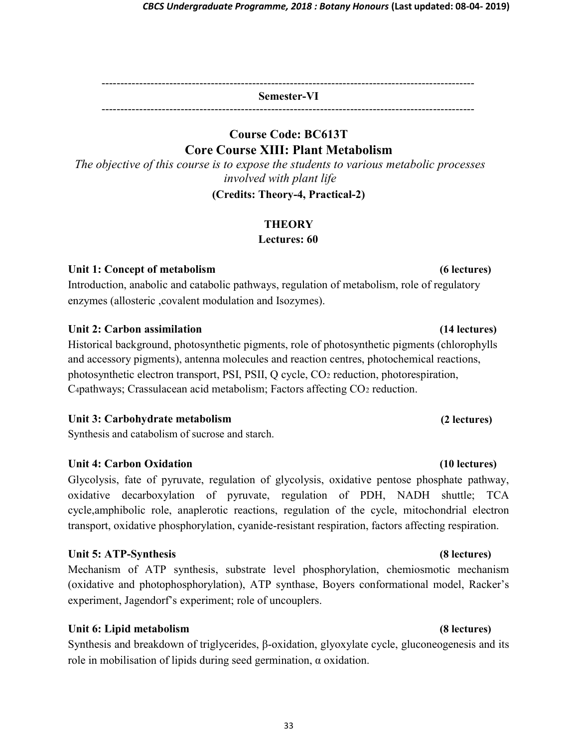---

**Semester-VI**

---

## Course Code: BC613T
## Core Course XIII: Plant Metabolism

*The objective of this course is to expose the students to various metabolic processes involved with plant life*

**(Credits: Theory-4, Practical-2)**

### THEORY
**Lectures: 60**

**Unit 1: Concept of metabolism (6 lectures)**

Introduction, anabolic and catabolic pathways, regulation of metabolism, role of regulatory enzymes (allosteric ,covalent modulation and Isozymes).

**Unit 2: Carbon assimilation (14 lectures)**

Historical background, photosynthetic pigments, role of photosynthetic pigments (chlorophylls and accessory pigments), antenna molecules and reaction centres, photochemical reactions, photosynthetic electron transport, PSI, PSII, Q cycle, $CO_2$ reduction, photorespiration, $C_4$pathways; Crassulacean acid metabolism; Factors affecting $CO_2$ reduction.

**Unit 3: Carbohydrate metabolism (2 lectures)**

Synthesis and catabolism of sucrose and starch.

**Unit 4: Carbon Oxidation (10 lectures)**

Glycolysis, fate of pyruvate, regulation of glycolysis, oxidative pentose phosphate pathway, oxidative decarboxylation of pyruvate, regulation of PDH, NADH shuttle; TCA cycle,amphibolic role, anaplerotic reactions, regulation of the cycle, mitochondrial electron transport, oxidative phosphorylation, cyanide-resistant respiration, factors affecting respiration.

**Unit 5: ATP-Synthesis (8 lectures)**

Mechanism of ATP synthesis, substrate level phosphorylation, chemiosmotic mechanism (oxidative and photophosphorylation), ATP synthase, Boyers conformational model, Racker's experiment, Jagendorf's experiment; role of uncouplers.

**Unit 6: Lipid metabolism (8 lectures)**

Synthesis and breakdown of triglycerides, β-oxidation, glyoxylate cycle, gluconeogenesis and its role in mobilisation of lipids during seed germination, α oxidation.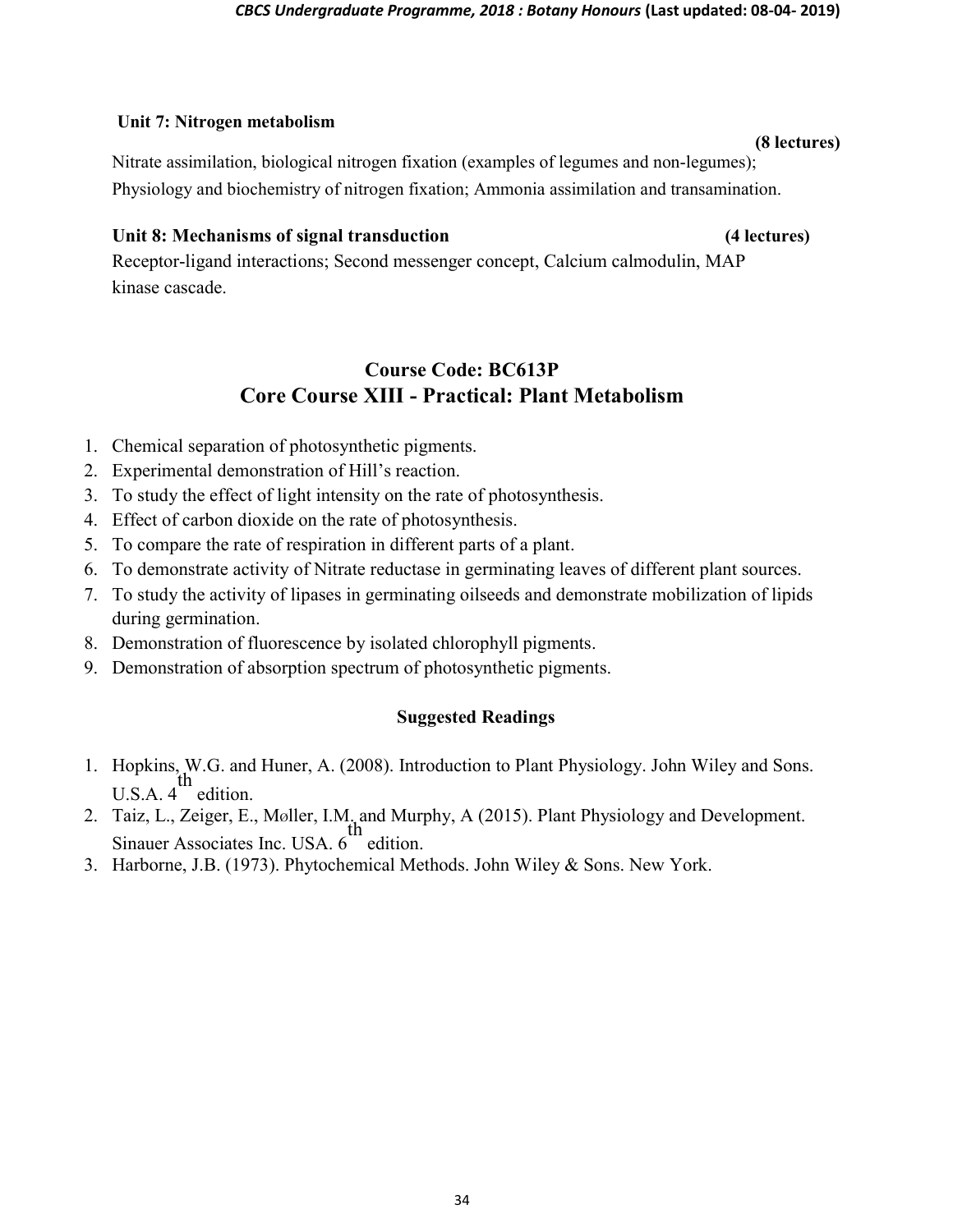**Unit 7: Nitrogen metabolism** **(8 lectures)**

Nitrate assimilation, biological nitrogen fixation (examples of legumes and non-legumes); Physiology and biochemistry of nitrogen fixation; Ammonia assimilation and transamination.

**Unit 8: Mechanisms of signal transduction** **(4 lectures)**

Receptor-ligand interactions; Second messenger concept, Calcium calmodulin, MAP kinase cascade.

## Course Code: BC613P
## Core Course XIII - Practical: Plant Metabolism

1. Chemical separation of photosynthetic pigments.
2. Experimental demonstration of Hill's reaction.
3. To study the effect of light intensity on the rate of photosynthesis.
4. Effect of carbon dioxide on the rate of photosynthesis.
5. To compare the rate of respiration in different parts of a plant.
6. To demonstrate activity of Nitrate reductase in germinating leaves of different plant sources.
7. To study the activity of lipases in germinating oilseeds and demonstrate mobilization of lipids during germination.
8. Demonstration of fluorescence by isolated chlorophyll pigments.
9. Demonstration of absorption spectrum of photosynthetic pigments.

### Suggested Readings

1. Hopkins, W.G. and Huner, A. (2008). Introduction to Plant Physiology. John Wiley and Sons. U.S.A. 4th edition.
2. Taiz, L., Zeiger, E., Møller, I.M. and Murphy, A (2015). Plant Physiology and Development. Sinauer Associates Inc. USA. 6th edition.
3. Harborne, J.B. (1973). Phytochemical Methods. John Wiley & Sons. New York.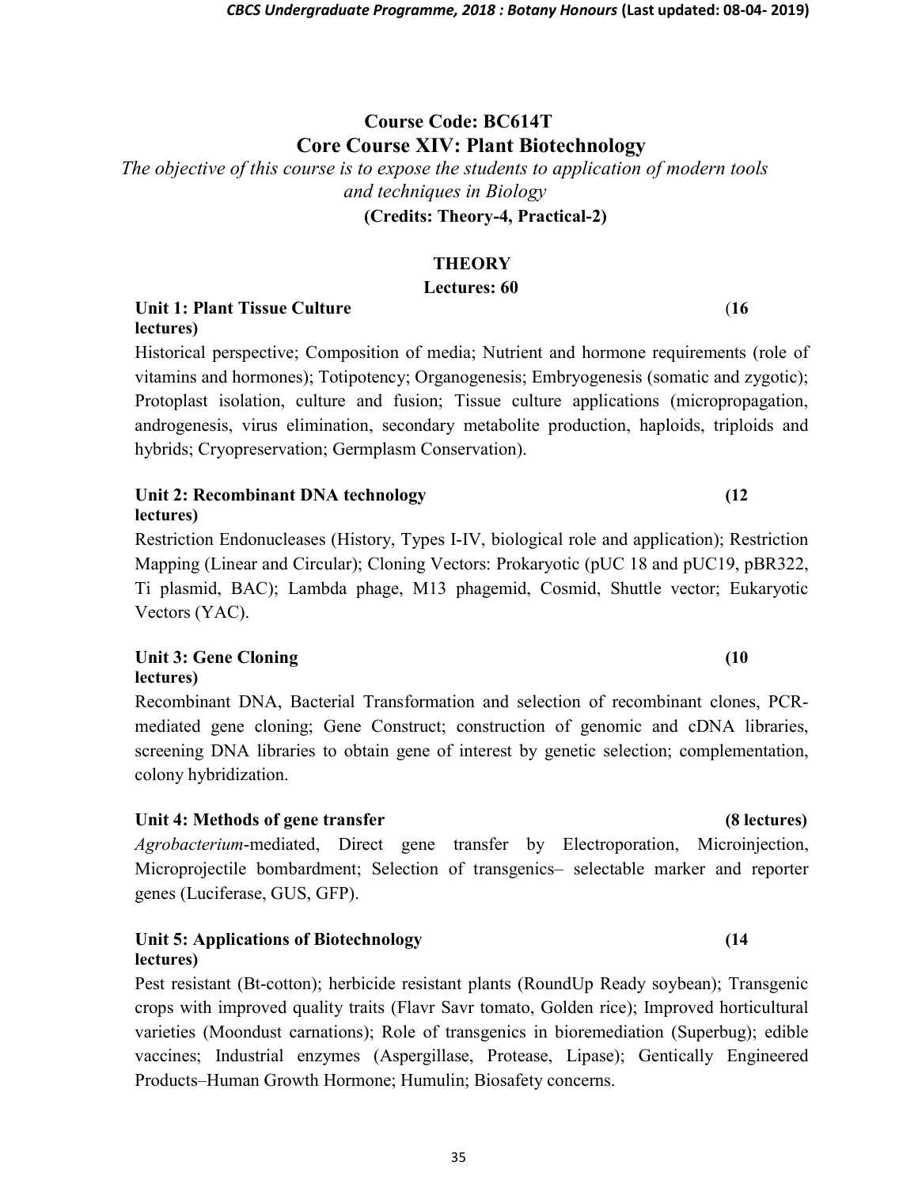## Course Code: BC614T

## Core Course XIV: Plant Biotechnology

*The objective of this course is to expose the students to application of modern tools and techniques in Biology*

**(Credits: Theory-4, Practical-2)**

### THEORY

**Lectures: 60**

**Unit 1: Plant Tissue Culture (16 lectures)**

Historical perspective; Composition of media; Nutrient and hormone requirements (role of vitamins and hormones); Totipotency; Organogenesis; Embryogenesis (somatic and zygotic); Protoplast isolation, culture and fusion; Tissue culture applications (micropropagation, androgenesis, virus elimination, secondary metabolite production, haploids, triploids and hybrids; Cryopreservation; Germplasm Conservation).

**Unit 2: Recombinant DNA technology (12 lectures)**

Restriction Endonucleases (History, Types I-IV, biological role and application); Restriction Mapping (Linear and Circular); Cloning Vectors: Prokaryotic (pUC 18 and pUC19, pBR322, Ti plasmid, BAC); Lambda phage, M13 phagemid, Cosmid, Shuttle vector; Eukaryotic Vectors (YAC).

**Unit 3: Gene Cloning (10 lectures)**

Recombinant DNA, Bacterial Transformation and selection of recombinant clones, PCR-mediated gene cloning; Gene Construct; construction of genomic and cDNA libraries, screening DNA libraries to obtain gene of interest by genetic selection; complementation, colony hybridization.

**Unit 4: Methods of gene transfer (8 lectures)**

*Agrobacterium*-mediated, Direct gene transfer by Electroporation, Microinjection, Microprojectile bombardment; Selection of transgenics– selectable marker and reporter genes (Luciferase, GUS, GFP).

**Unit 5: Applications of Biotechnology (14 lectures)**

Pest resistant (Bt-cotton); herbicide resistant plants (RoundUp Ready soybean); Transgenic crops with improved quality traits (Flavr Savr tomato, Golden rice); Improved horticultural varieties (Moondust carnations); Role of transgenics in bioremediation (Superbug); edible vaccines; Industrial enzymes (Aspergillase, Protease, Lipase); Gentically Engineered Products–Human Growth Hormone; Humulin; Biosafety concerns.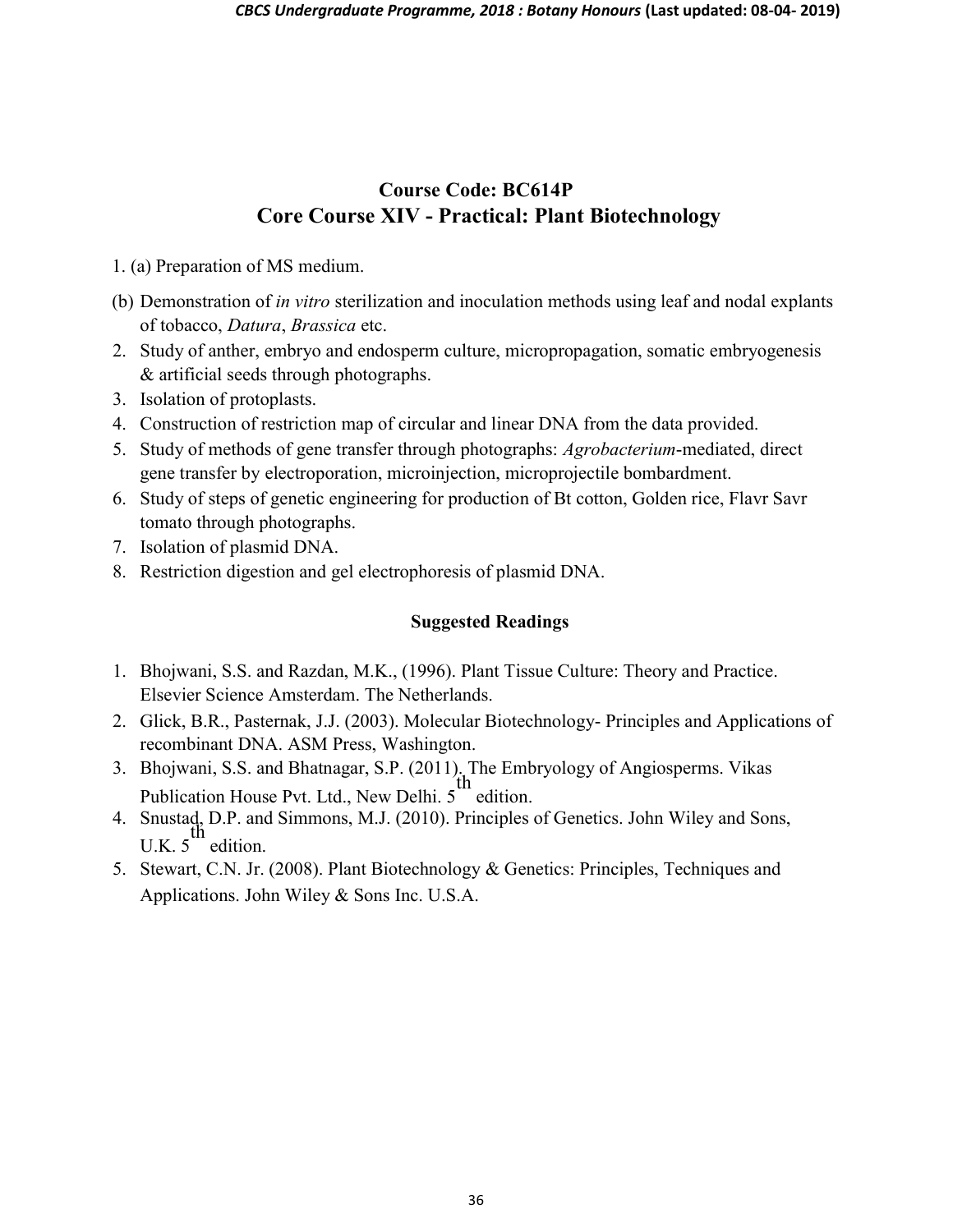## Course Code: BC614P
## Core Course XIV - Practical: Plant Biotechnology

1. (a) Preparation of MS medium.

(b) Demonstration of *in vitro* sterilization and inoculation methods using leaf and nodal explants of tobacco, *Datura*, *Brassica* etc.

2. Study of anther, embryo and endosperm culture, micropropagation, somatic embryogenesis & artificial seeds through photographs.
3. Isolation of protoplasts.
4. Construction of restriction map of circular and linear DNA from the data provided.
5. Study of methods of gene transfer through photographs: *Agrobacterium*-mediated, direct gene transfer by electroporation, microinjection, microprojectile bombardment.
6. Study of steps of genetic engineering for production of Bt cotton, Golden rice, Flavr Savr tomato through photographs.
7. Isolation of plasmid DNA.
8. Restriction digestion and gel electrophoresis of plasmid DNA.

### Suggested Readings

1. Bhojwani, S.S. and Razdan, M.K., (1996). Plant Tissue Culture: Theory and Practice. Elsevier Science Amsterdam. The Netherlands.
2. Glick, B.R., Pasternak, J.J. (2003). Molecular Biotechnology- Principles and Applications of recombinant DNA. ASM Press, Washington.
3. Bhojwani, S.S. and Bhatnagar, S.P. (2011). The Embryology of Angiosperms. Vikas Publication House Pvt. Ltd., New Delhi. 5th edition.
4. Snustad, D.P. and Simmons, M.J. (2010). Principles of Genetics. John Wiley and Sons, U.K. 5th edition.
5. Stewart, C.N. Jr. (2008). Plant Biotechnology & Genetics: Principles, Techniques and Applications. John Wiley & Sons Inc. U.S.A.